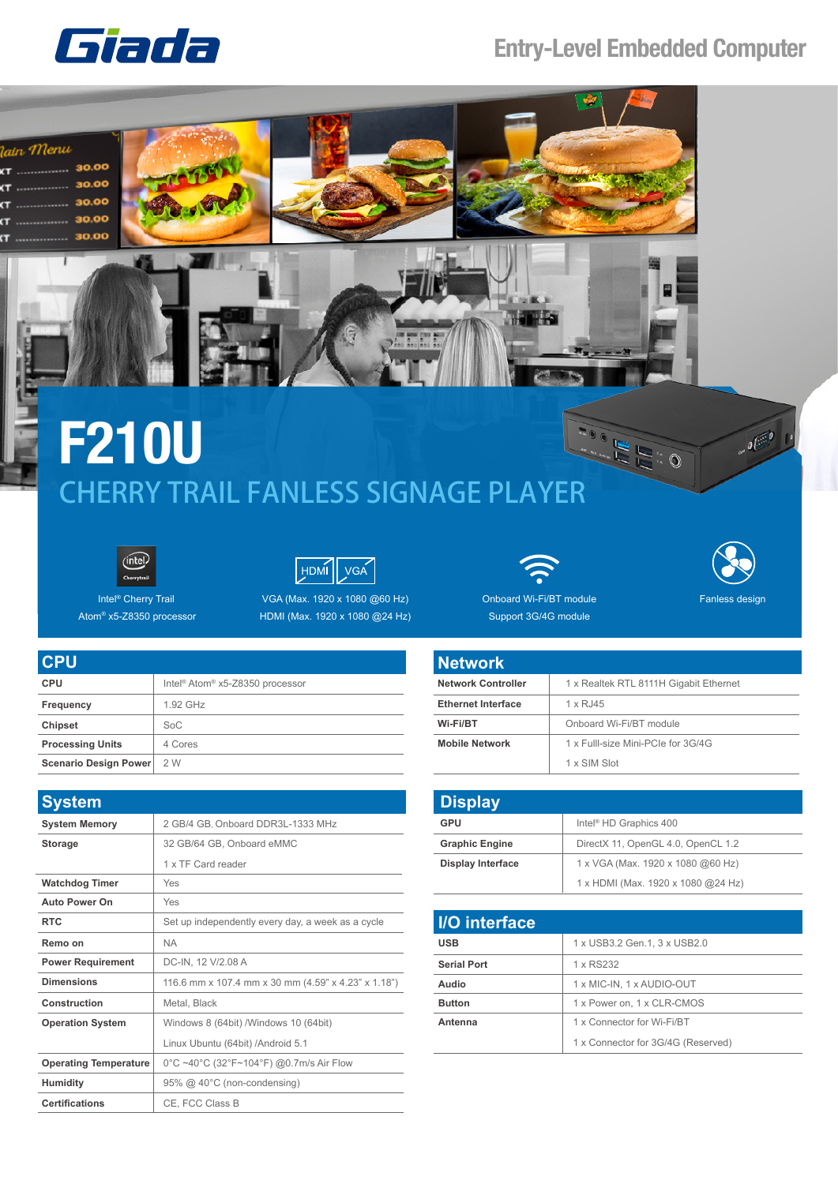Giada

Entry-Level Embedded Computer

# F210U

## CHERRY TRAIL FANLESS SIGNAGE PLAYER

Intel® Cherry Trail Atom® x5-Z8350 processor

VGA (Max. 1920 x 1080 @60 Hz)
HDMI (Max. 1920 x 1080 @24 Hz)

Onboard Wi-Fi/BT module
Support 3G/4G module

Fanless design

## CPU

| | |
|---|---|
| **CPU** | Intel® Atom® x5-Z8350 processor |
| **Frequency** | 1.92 GHz |
| **Chipset** | SoC |
| **Processing Units** | 4 Cores |
| **Scenario Design Power** | 2 W |

## System

| | |
|---|---|
| **System Memory** | 2 GB/4 GB, Onboard DDR3L-1333 MHz |
| **Storage** | 32 GB/64 GB, Onboard eMMC |
| | 1 x TF Card reader |
| **Watchdog Timer** | Yes |
| **Auto Power On** | Yes |
| **RTC** | Set up independently every day, a week as a cycle |
| **Remo on** | NA |
| **Power Requirement** | DC-IN, 12 V/2.08 A |
| **Dimensions** | 116.6 mm x 107.4 mm x 30 mm (4.59" x 4.23" x 1.18") |
| **Construction** | Metal, Black |
| **Operation System** | Windows 8 (64bit) /Windows 10 (64bit) |
| | Linux Ubuntu (64bit) /Android 5.1 |
| **Operating Temperature** | 0°C ~40°C (32°F~104°F) @0.7m/s Air Flow |
| **Humidity** | 95% @ 40°C (non-condensing) |
| **Certifications** | CE, FCC Class B |

## Network

| | |
|---|---|
| **Network Controller** | 1 x Realtek RTL 8111H Gigabit Ethernet |
| **Ethernet Interface** | 1 x RJ45 |
| **Wi-Fi/BT** | Onboard Wi-Fi/BT module |
| **Mobile Network** | 1 x Fulll-size Mini-PCIe for 3G/4G |
| | 1 x SIM Slot |

## Display

| | |
|---|---|
| **GPU** | Intel® HD Graphics 400 |
| **Graphic Engine** | DirectX 11, OpenGL 4.0, OpenCL 1.2 |
| **Display Interface** | 1 x VGA (Max. 1920 x 1080 @60 Hz) |
| | 1 x HDMI (Max. 1920 x 1080 @24 Hz) |

## I/O interface

| | |
|---|---|
| **USB** | 1 x USB3.2 Gen.1, 3 x USB2.0 |
| **Serial Port** | 1 x RS232 |
| **Audio** | 1 x MIC-IN, 1 x AUDIO-OUT |
| **Button** | 1 x Power on, 1 x CLR-CMOS |
| **Antenna** | 1 x Connector for Wi-Fi/BT |
| | 1 x Connector for 3G/4G (Reserved) |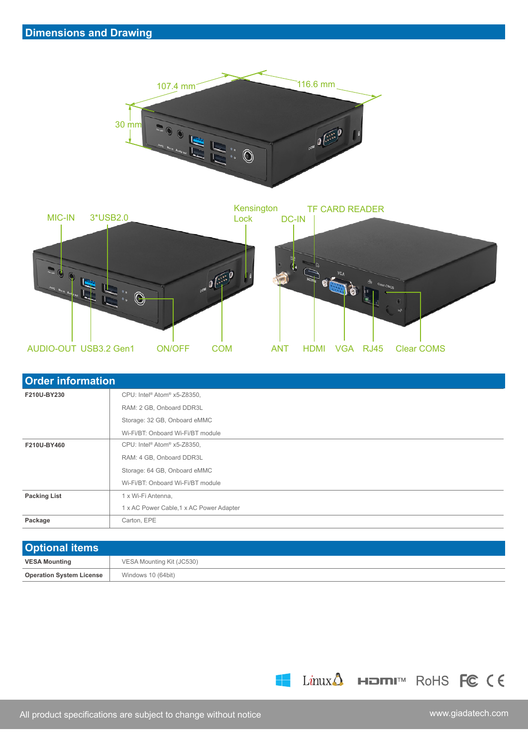## Dimensions and Drawing

107.4 mm
116.6 mm
30 mm

MIC-IN
3*USB2.0
Kensington Lock
DC-IN
TF CARD READER
AUDIO-OUT
USB3.2 Gen1
ON/OFF
COM
ANT
HDMI
VGA
RJ45
Clear COMS

## Order information

| | |
|---|---|
| **F210U-BY230** | CPU: Intel® Atom® x5-Z8350, |
| | RAM: 2 GB, Onboard DDR3L |
| | Storage: 32 GB, Onboard eMMC |
| | Wi-Fi/BT: Onboard Wi-Fi/BT module |
| **F210U-BY460** | CPU: Intel® Atom® x5-Z8350, |
| | RAM: 4 GB, Onboard DDR3L |
| | Storage: 64 GB, Onboard eMMC |
| | Wi-Fi/BT: Onboard Wi-Fi/BT module |
| **Packing List** | 1 x Wi-Fi Antenna, |
| | 1 x AC Power Cable,1 x AC Power Adapter |
| **Package** | Carton, EPE |

## Optional items

| | |
|---|---|
| **VESA Mounting** | VESA Mounting Kit (JC530) |
| **Operation System License** | Windows 10 (64bit) |

Linux HDMI™ RoHS FC CE

All product specifications are subject to change without notice

www.giadatech.com